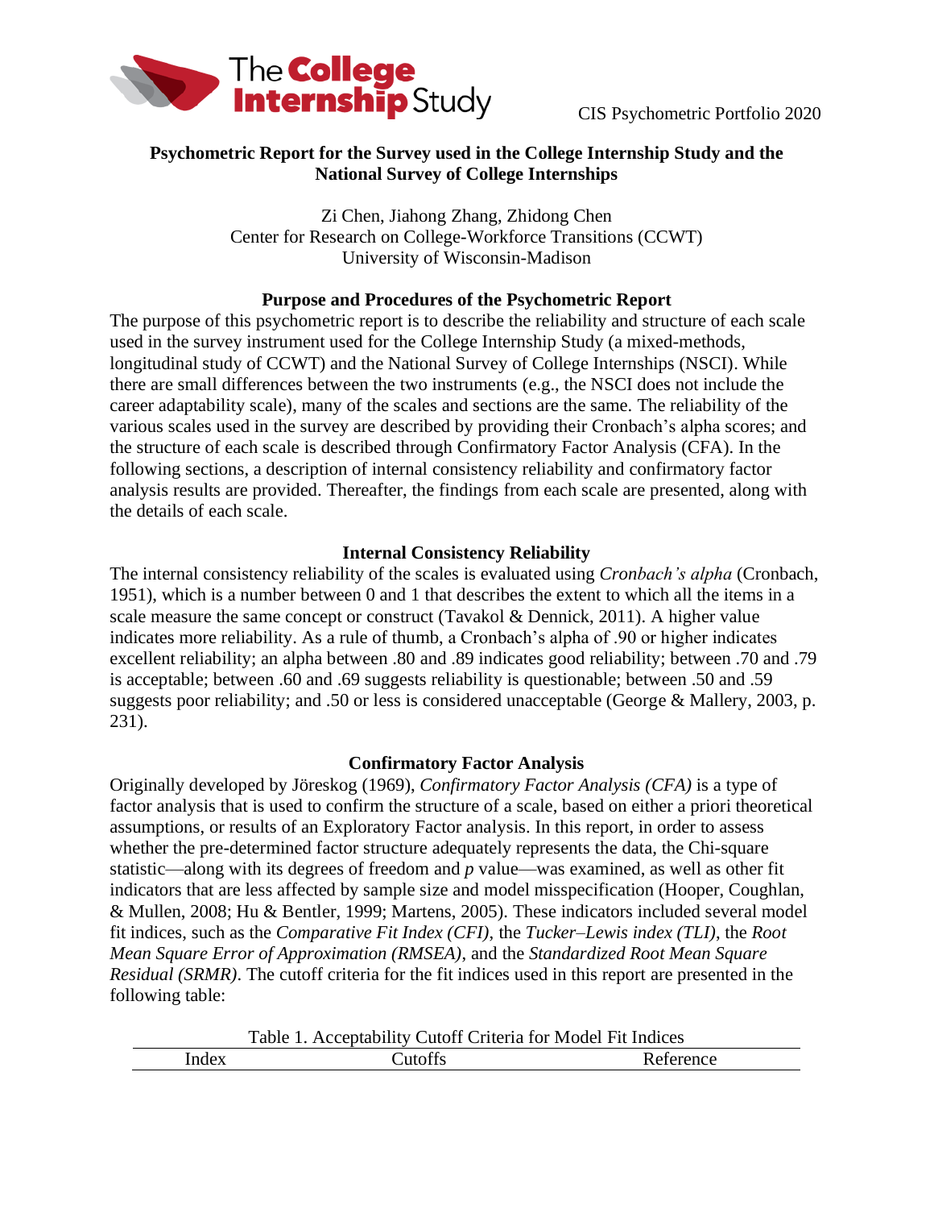# Psychometric Report for the Survey used in the College Internship Study and the National Survey of College Internships

Zi Chen, Jiahong Zhang, Zhidong Chen
Center for Research on College-Workforce Transitions (CCWT)
University of Wisconsin-Madison

## Purpose and Procedures of the Psychometric Report

The purpose of this psychometric report is to describe the reliability and structure of each scale used in the survey instrument used for the College Internship Study (a mixed-methods, longitudinal study of CCWT) and the National Survey of College Internships (NSCI). While there are small differences between the two instruments (e.g., the NSCI does not include the career adaptability scale), many of the scales and sections are the same. The reliability of the various scales used in the survey are described by providing their Cronbach's alpha scores; and the structure of each scale is described through Confirmatory Factor Analysis (CFA). In the following sections, a description of internal consistency reliability and confirmatory factor analysis results are provided. Thereafter, the findings from each scale are presented, along with the details of each scale.

## Internal Consistency Reliability

The internal consistency reliability of the scales is evaluated using *Cronbach's alpha* (Cronbach, 1951), which is a number between 0 and 1 that describes the extent to which all the items in a scale measure the same concept or construct (Tavakol & Dennick, 2011). A higher value indicates more reliability. As a rule of thumb, a Cronbach's alpha of .90 or higher indicates excellent reliability; an alpha between .80 and .89 indicates good reliability; between .70 and .79 is acceptable; between .60 and .69 suggests reliability is questionable; between .50 and .59 suggests poor reliability; and .50 or less is considered unacceptable (George & Mallery, 2003, p. 231).

## Confirmatory Factor Analysis

Originally developed by Jöreskog (1969), *Confirmatory Factor Analysis (CFA)* is a type of factor analysis that is used to confirm the structure of a scale, based on either a priori theoretical assumptions, or results of an Exploratory Factor analysis. In this report, in order to assess whether the pre-determined factor structure adequately represents the data, the Chi-square statistic—along with its degrees of freedom and *p* value—was examined, as well as other fit indicators that are less affected by sample size and model misspecification (Hooper, Coughlan, & Mullen, 2008; Hu & Bentler, 1999; Martens, 2005). These indicators included several model fit indices, such as the *Comparative Fit Index (CFI)*, the *Tucker–Lewis index (TLI)*, the *Root Mean Square Error of Approximation (RMSEA)*, and the *Standardized Root Mean Square Residual (SRMR)*. The cutoff criteria for the fit indices used in this report are presented in the following table:

Table 1. Acceptability Cutoff Criteria for Model Fit Indices

| Index | Cutoffs | Reference |
|---|---|---|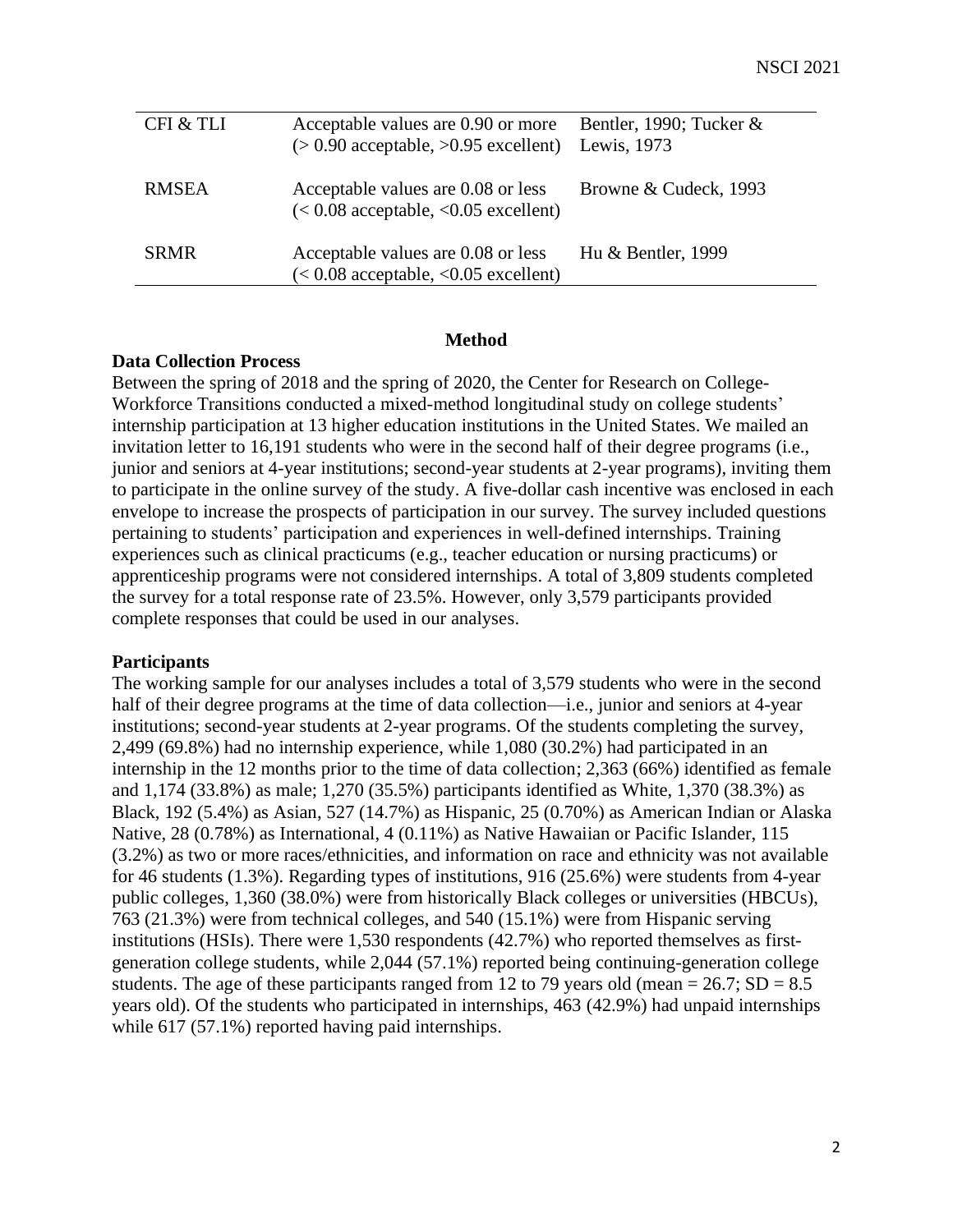| CFI & TLI | Acceptable values are 0.90 or more (> 0.90 acceptable, >0.95 excellent) | Bentler, 1990; Tucker & Lewis, 1973 |
| --- | --- | --- |
| RMSEA | Acceptable values are 0.08 or less (< 0.08 acceptable, <0.05 excellent) | Browne & Cudeck, 1993 |
| SRMR | Acceptable values are 0.08 or less (< 0.08 acceptable, <0.05 excellent) | Hu & Bentler, 1999 |

## Method

### Data Collection Process

Between the spring of 2018 and the spring of 2020, the Center for Research on College-Workforce Transitions conducted a mixed-method longitudinal study on college students' internship participation at 13 higher education institutions in the United States. We mailed an invitation letter to 16,191 students who were in the second half of their degree programs (i.e., junior and seniors at 4-year institutions; second-year students at 2-year programs), inviting them to participate in the online survey of the study. A five-dollar cash incentive was enclosed in each envelope to increase the prospects of participation in our survey. The survey included questions pertaining to students' participation and experiences in well-defined internships. Training experiences such as clinical practicums (e.g., teacher education or nursing practicums) or apprenticeship programs were not considered internships. A total of 3,809 students completed the survey for a total response rate of 23.5%. However, only 3,579 participants provided complete responses that could be used in our analyses.

### Participants

The working sample for our analyses includes a total of 3,579 students who were in the second half of their degree programs at the time of data collection—i.e., junior and seniors at 4-year institutions; second-year students at 2-year programs. Of the students completing the survey, 2,499 (69.8%) had no internship experience, while 1,080 (30.2%) had participated in an internship in the 12 months prior to the time of data collection; 2,363 (66%) identified as female and 1,174 (33.8%) as male; 1,270 (35.5%) participants identified as White, 1,370 (38.3%) as Black, 192 (5.4%) as Asian, 527 (14.7%) as Hispanic, 25 (0.70%) as American Indian or Alaska Native, 28 (0.78%) as International, 4 (0.11%) as Native Hawaiian or Pacific Islander, 115 (3.2%) as two or more races/ethnicities, and information on race and ethnicity was not available for 46 students (1.3%). Regarding types of institutions, 916 (25.6%) were students from 4-year public colleges, 1,360 (38.0%) were from historically Black colleges or universities (HBCUs), 763 (21.3%) were from technical colleges, and 540 (15.1%) were from Hispanic serving institutions (HSIs). There were 1,530 respondents (42.7%) who reported themselves as first-generation college students, while 2,044 (57.1%) reported being continuing-generation college students. The age of these participants ranged from 12 to 79 years old (mean = 26.7; SD = 8.5 years old). Of the students who participated in internships, 463 (42.9%) had unpaid internships while 617 (57.1%) reported having paid internships.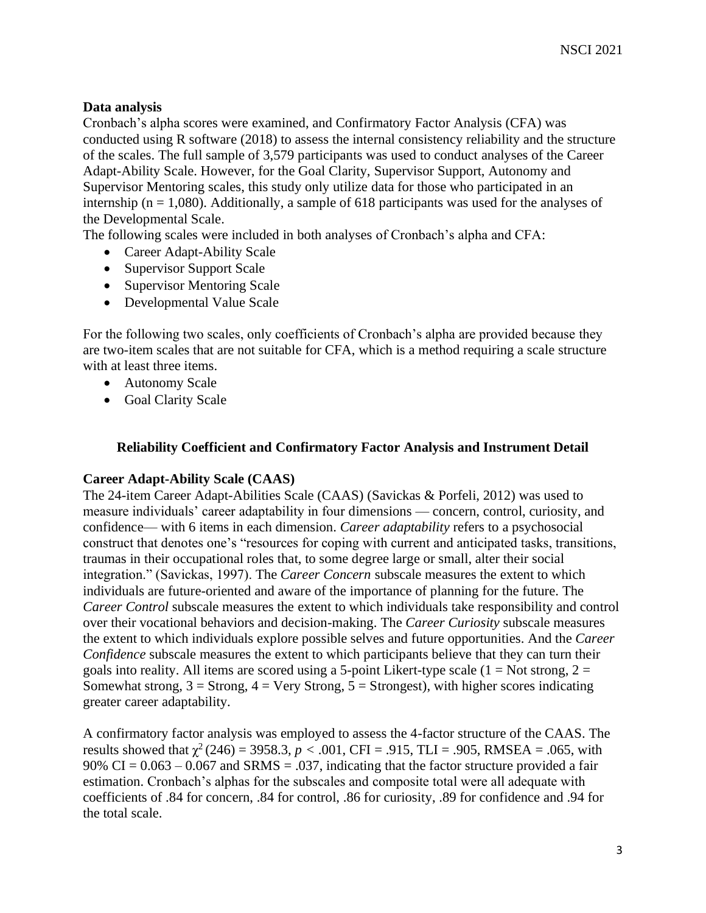**Data analysis**

Cronbach's alpha scores were examined, and Confirmatory Factor Analysis (CFA) was conducted using R software (2018) to assess the internal consistency reliability and the structure of the scales. The full sample of 3,579 participants was used to conduct analyses of the Career Adapt-Ability Scale. However, for the Goal Clarity, Supervisor Support, Autonomy and Supervisor Mentoring scales, this study only utilize data for those who participated in an internship (n = 1,080). Additionally, a sample of 618 participants was used for the analyses of the Developmental Scale.

The following scales were included in both analyses of Cronbach's alpha and CFA:

- Career Adapt-Ability Scale
- Supervisor Support Scale
- Supervisor Mentoring Scale
- Developmental Value Scale

For the following two scales, only coefficients of Cronbach's alpha are provided because they are two-item scales that are not suitable for CFA, which is a method requiring a scale structure with at least three items.

- Autonomy Scale
- Goal Clarity Scale

## Reliability Coefficient and Confirmatory Factor Analysis and Instrument Detail

**Career Adapt-Ability Scale (CAAS)**

The 24-item Career Adapt-Abilities Scale (CAAS) (Savickas & Porfeli, 2012) was used to measure individuals' career adaptability in four dimensions — concern, control, curiosity, and confidence— with 6 items in each dimension. *Career adaptability* refers to a psychosocial construct that denotes one's "resources for coping with current and anticipated tasks, transitions, traumas in their occupational roles that, to some degree large or small, alter their social integration." (Savickas, 1997). The *Career Concern* subscale measures the extent to which individuals are future-oriented and aware of the importance of planning for the future. The *Career Control* subscale measures the extent to which individuals take responsibility and control over their vocational behaviors and decision-making. The *Career Curiosity* subscale measures the extent to which individuals explore possible selves and future opportunities. And the *Career Confidence* subscale measures the extent to which participants believe that they can turn their goals into reality. All items are scored using a 5-point Likert-type scale (1 = Not strong, 2 = Somewhat strong, 3 = Strong, 4 = Very Strong, 5 = Strongest), with higher scores indicating greater career adaptability.

A confirmatory factor analysis was employed to assess the 4-factor structure of the CAAS. The results showed that $\chi^2(246) = 3958.3$, $p < .001$, CFI = .915, TLI = .905, RMSEA = .065, with 90% CI = 0.063 – 0.067 and SRMS = .037, indicating that the factor structure provided a fair estimation. Cronbach's alphas for the subscales and composite total were all adequate with coefficients of .84 for concern, .84 for control, .86 for curiosity, .89 for confidence and .94 for the total scale.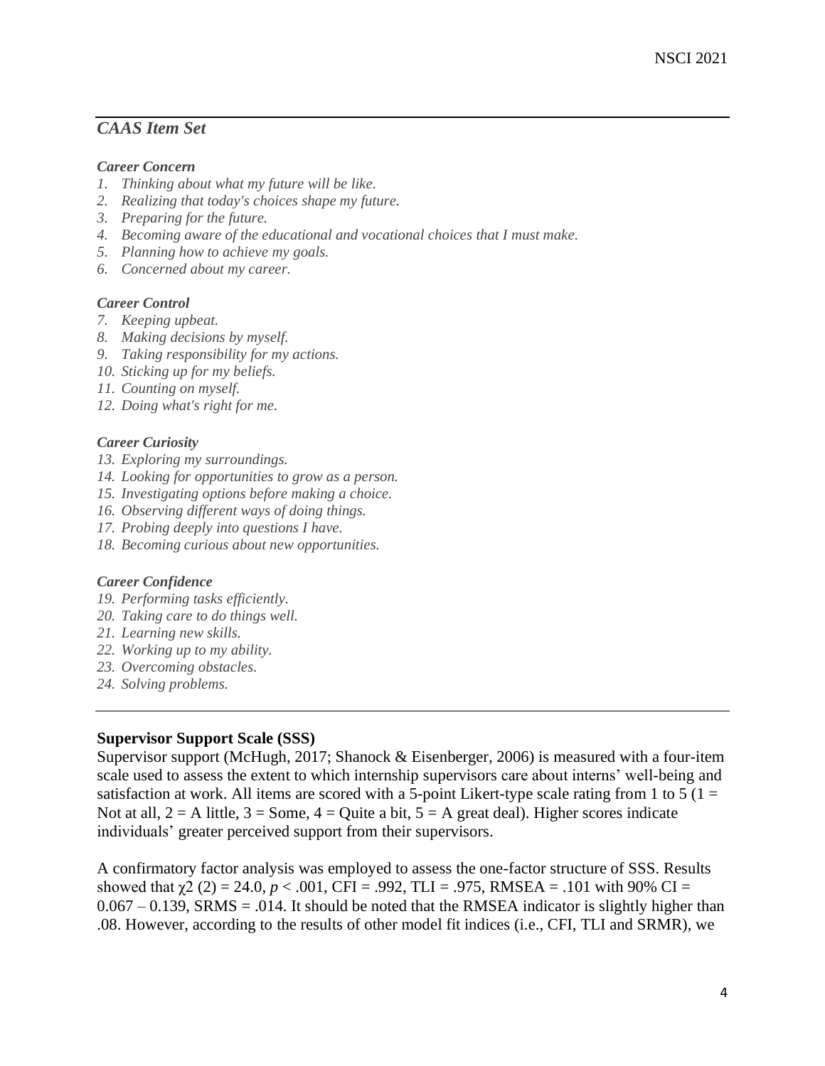## *CAAS Item Set*

***Career Concern***

1. *Thinking about what my future will be like.*
2. *Realizing that today's choices shape my future.*
3. *Preparing for the future.*
4. *Becoming aware of the educational and vocational choices that I must make.*
5. *Planning how to achieve my goals.*
6. *Concerned about my career.*

***Career Control***

7. *Keeping upbeat.*
8. *Making decisions by myself.*
9. *Taking responsibility for my actions.*
10. *Sticking up for my beliefs.*
11. *Counting on myself.*
12. *Doing what's right for me.*

***Career Curiosity***

13. *Exploring my surroundings.*
14. *Looking for opportunities to grow as a person.*
15. *Investigating options before making a choice.*
16. *Observing different ways of doing things.*
17. *Probing deeply into questions I have.*
18. *Becoming curious about new opportunities.*

***Career Confidence***

19. *Performing tasks efficiently.*
20. *Taking care to do things well.*
21. *Learning new skills.*
22. *Working up to my ability.*
23. *Overcoming obstacles.*
24. *Solving problems.*

---

**Supervisor Support Scale (SSS)**

Supervisor support (McHugh, 2017; Shanock & Eisenberger, 2006) is measured with a four-item scale used to assess the extent to which internship supervisors care about interns' well-being and satisfaction at work. All items are scored with a 5-point Likert-type scale rating from 1 to 5 (1 = Not at all, 2 = A little, 3 = Some, 4 = Quite a bit, 5 = A great deal). Higher scores indicate individuals' greater perceived support from their supervisors.

A confirmatory factor analysis was employed to assess the one-factor structure of SSS. Results showed that $\chi2$ (2) = 24.0, $p < .001$, CFI = .992, TLI = .975, RMSEA = .101 with 90% CI = 0.067 – 0.139, SRMS = .014. It should be noted that the RMSEA indicator is slightly higher than .08. However, according to the results of other model fit indices (i.e., CFI, TLI and SRMR), we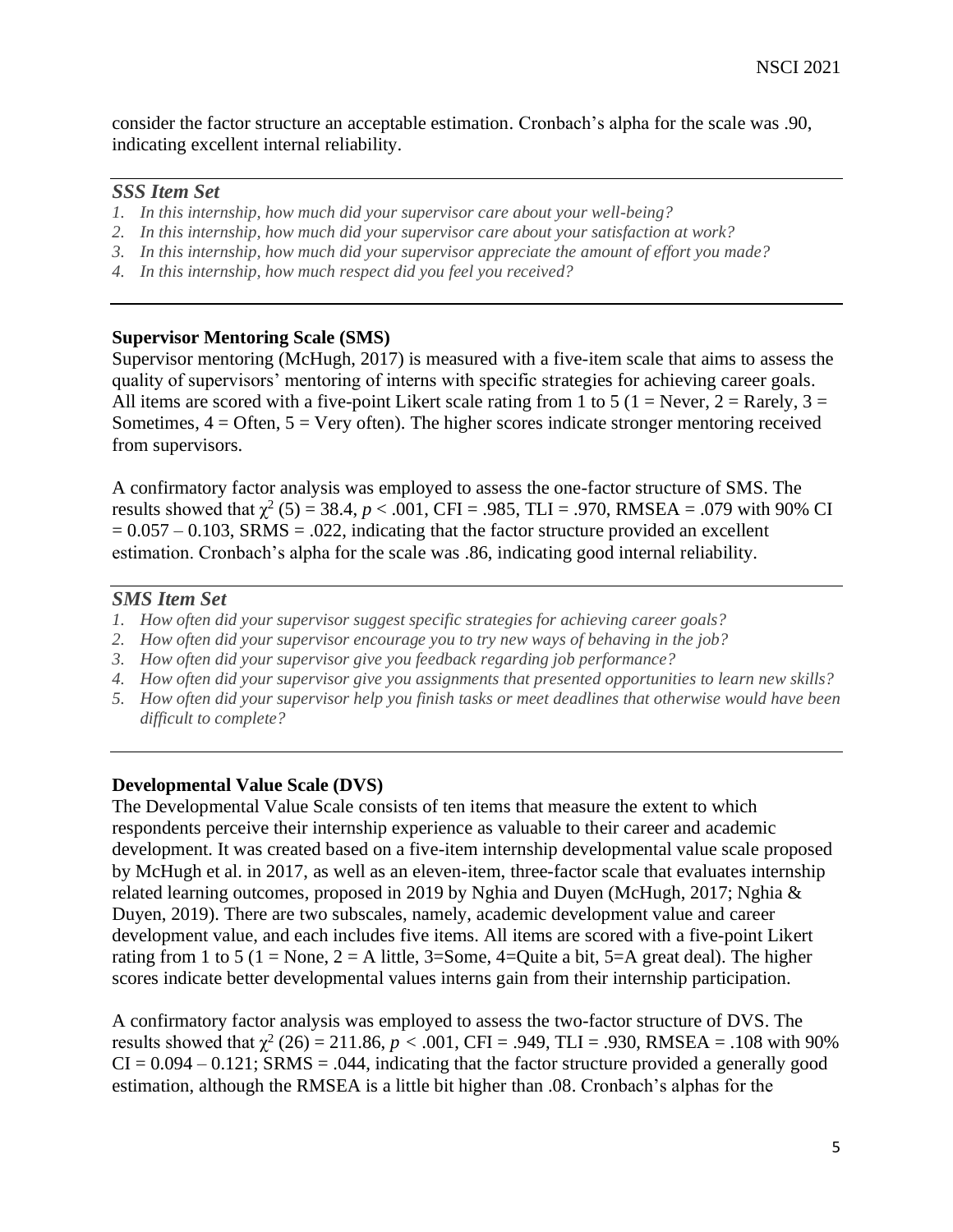consider the factor structure an acceptable estimation. Cronbach's alpha for the scale was .90, indicating excellent internal reliability.

### *SSS Item Set*

1. *In this internship, how much did your supervisor care about your well-being?*
2. *In this internship, how much did your supervisor care about your satisfaction at work?*
3. *In this internship, how much did your supervisor appreciate the amount of effort you made?*
4. *In this internship, how much respect did you feel you received?*

### **Supervisor Mentoring Scale (SMS)**

Supervisor mentoring (McHugh, 2017) is measured with a five-item scale that aims to assess the quality of supervisors' mentoring of interns with specific strategies for achieving career goals. All items are scored with a five-point Likert scale rating from 1 to 5 (1 = Never, 2 = Rarely, 3 = Sometimes, 4 = Often, 5 = Very often). The higher scores indicate stronger mentoring received from supervisors.

A confirmatory factor analysis was employed to assess the one-factor structure of SMS. The results showed that $\chi^2$ (5) = 38.4, $p < .001$, CFI = .985, TLI = .970, RMSEA = .079 with 90% CI = 0.057 – 0.103, SRMS = .022, indicating that the factor structure provided an excellent estimation. Cronbach's alpha for the scale was .86, indicating good internal reliability.

### *SMS Item Set*

1. *How often did your supervisor suggest specific strategies for achieving career goals?*
2. *How often did your supervisor encourage you to try new ways of behaving in the job?*
3. *How often did your supervisor give you feedback regarding job performance?*
4. *How often did your supervisor give you assignments that presented opportunities to learn new skills?*
5. *How often did your supervisor help you finish tasks or meet deadlines that otherwise would have been difficult to complete?*

### **Developmental Value Scale (DVS)**

The Developmental Value Scale consists of ten items that measure the extent to which respondents perceive their internship experience as valuable to their career and academic development. It was created based on a five-item internship developmental value scale proposed by McHugh et al. in 2017, as well as an eleven-item, three-factor scale that evaluates internship related learning outcomes, proposed in 2019 by Nghia and Duyen (McHugh, 2017; Nghia & Duyen, 2019). There are two subscales, namely, academic development value and career development value, and each includes five items. All items are scored with a five-point Likert rating from 1 to 5 (1 = None, 2 = A little, 3=Some, 4=Quite a bit, 5=A great deal). The higher scores indicate better developmental values interns gain from their internship participation.

A confirmatory factor analysis was employed to assess the two-factor structure of DVS. The results showed that $\chi^2$ (26) = 211.86, $p < .001$, CFI = .949, TLI = .930, RMSEA = .108 with 90% CI = 0.094 – 0.121; SRMS = .044, indicating that the factor structure provided a generally good estimation, although the RMSEA is a little bit higher than .08. Cronbach's alphas for the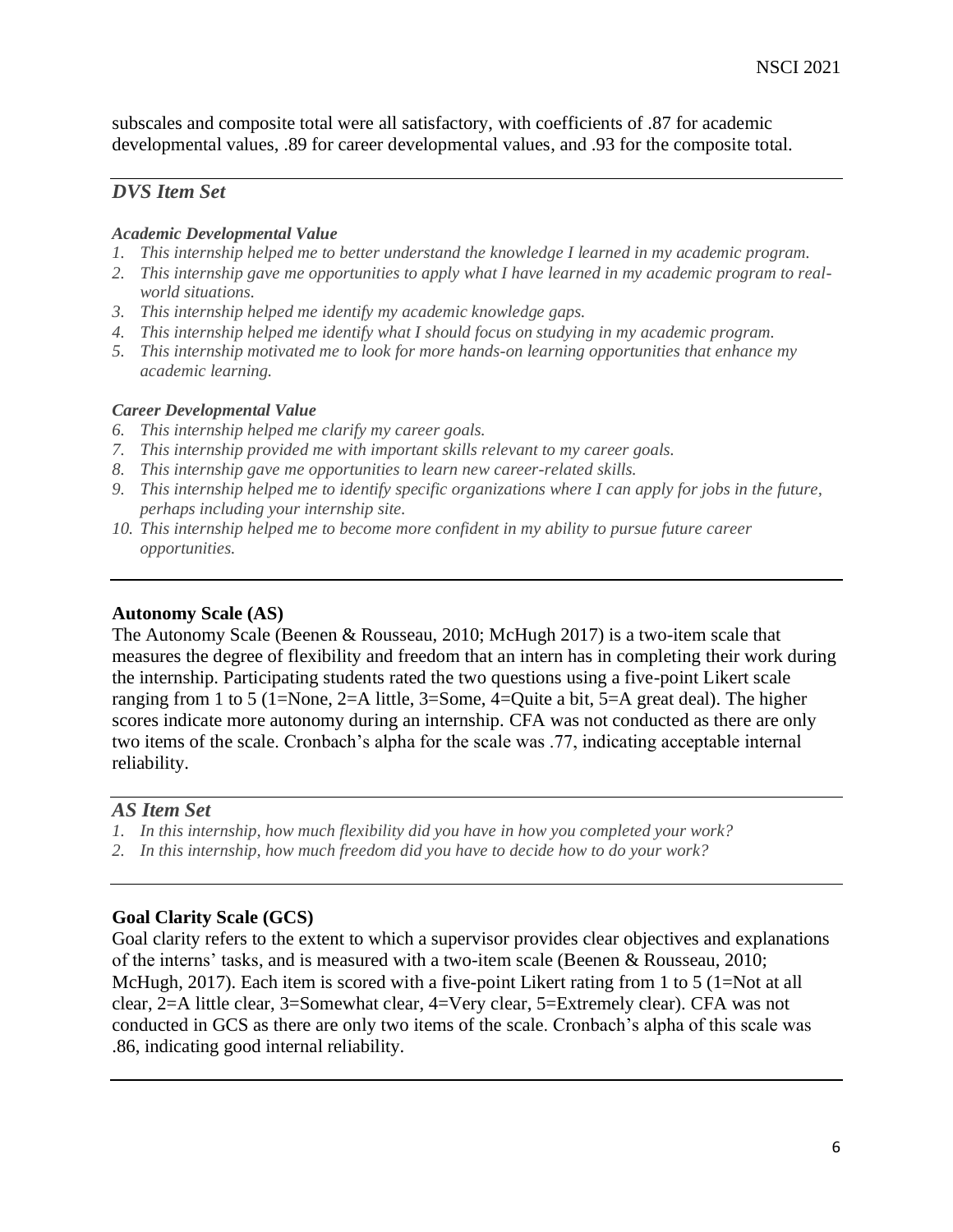subscales and composite total were all satisfactory, with coefficients of .87 for academic developmental values, .89 for career developmental values, and .93 for the composite total.

### *DVS Item Set*

***Academic Developmental Value***

1. *This internship helped me to better understand the knowledge I learned in my academic program.*
2. *This internship gave me opportunities to apply what I have learned in my academic program to real-world situations.*
3. *This internship helped me identify my academic knowledge gaps.*
4. *This internship helped me identify what I should focus on studying in my academic program.*
5. *This internship motivated me to look for more hands-on learning opportunities that enhance my academic learning.*

***Career Developmental Value***

6. *This internship helped me clarify my career goals.*
7. *This internship provided me with important skills relevant to my career goals.*
8. *This internship gave me opportunities to learn new career-related skills.*
9. *This internship helped me to identify specific organizations where I can apply for jobs in the future, perhaps including your internship site.*
10. *This internship helped me to become more confident in my ability to pursue future career opportunities.*

**Autonomy Scale (AS)**

The Autonomy Scale (Beenen & Rousseau, 2010; McHugh 2017) is a two-item scale that measures the degree of flexibility and freedom that an intern has in completing their work during the internship. Participating students rated the two questions using a five-point Likert scale ranging from 1 to 5 (1=None, 2=A little, 3=Some, 4=Quite a bit, 5=A great deal). The higher scores indicate more autonomy during an internship. CFA was not conducted as there are only two items of the scale. Cronbach's alpha for the scale was .77, indicating acceptable internal reliability.

### *AS Item Set*

1. *In this internship, how much flexibility did you have in how you completed your work?*
2. *In this internship, how much freedom did you have to decide how to do your work?*

**Goal Clarity Scale (GCS)**

Goal clarity refers to the extent to which a supervisor provides clear objectives and explanations of the interns' tasks, and is measured with a two-item scale (Beenen & Rousseau, 2010; McHugh, 2017). Each item is scored with a five-point Likert rating from 1 to 5 (1=Not at all clear, 2=A little clear, 3=Somewhat clear, 4=Very clear, 5=Extremely clear). CFA was not conducted in GCS as there are only two items of the scale. Cronbach's alpha of this scale was .86, indicating good internal reliability.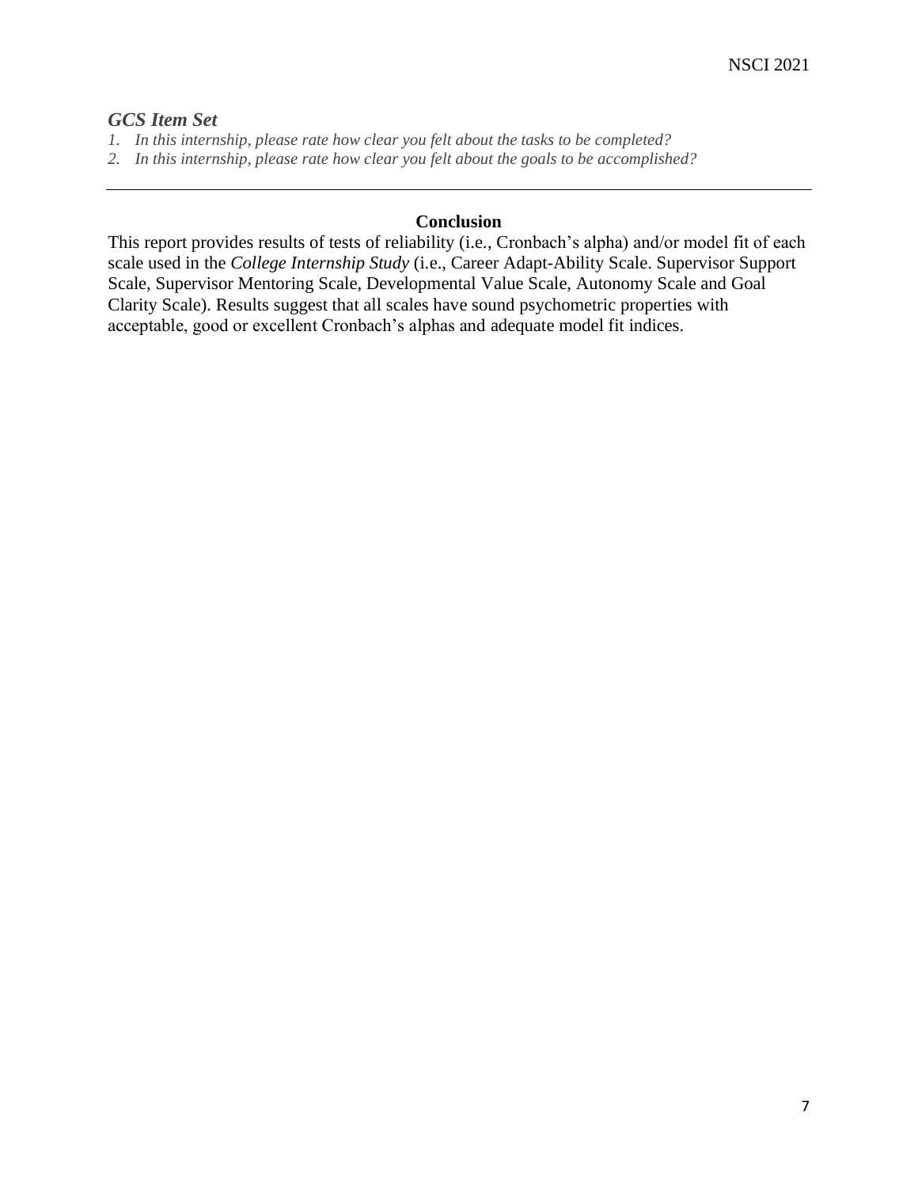### *GCS Item Set*

1. *In this internship, please rate how clear you felt about the tasks to be completed?*
2. *In this internship, please rate how clear you felt about the goals to be accomplished?*

---

## **Conclusion**

This report provides results of tests of reliability (i.e., Cronbach's alpha) and/or model fit of each scale used in the *College Internship Study* (i.e., Career Adapt-Ability Scale. Supervisor Support Scale, Supervisor Mentoring Scale, Developmental Value Scale, Autonomy Scale and Goal Clarity Scale). Results suggest that all scales have sound psychometric properties with acceptable, good or excellent Cronbach's alphas and adequate model fit indices.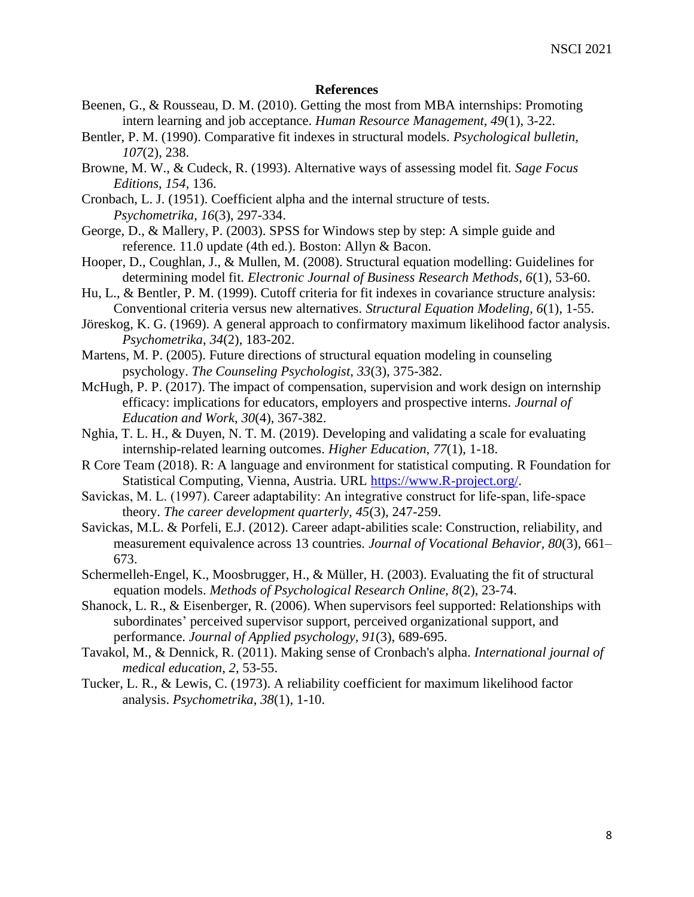## References

Beenen, G., & Rousseau, D. M. (2010). Getting the most from MBA internships: Promoting intern learning and job acceptance. *Human Resource Management*, *49*(1), 3-22.

Bentler, P. M. (1990). Comparative fit indexes in structural models. *Psychological bulletin*, *107*(2), 238.

Browne, M. W., & Cudeck, R. (1993). Alternative ways of assessing model fit. *Sage Focus Editions*, *154*, 136.

Cronbach, L. J. (1951). Coefficient alpha and the internal structure of tests. *Psychometrika*, *16*(3), 297-334.

George, D., & Mallery, P. (2003). SPSS for Windows step by step: A simple guide and reference. 11.0 update (4th ed.). Boston: Allyn & Bacon.

Hooper, D., Coughlan, J., & Mullen, M. (2008). Structural equation modelling: Guidelines for determining model fit. *Electronic Journal of Business Research Methods*, *6*(1), 53-60.

Hu, L., & Bentler, P. M. (1999). Cutoff criteria for fit indexes in covariance structure analysis: Conventional criteria versus new alternatives. *Structural Equation Modeling, 6*(1), 1-55.

Jöreskog, K. G. (1969). A general approach to confirmatory maximum likelihood factor analysis. *Psychometrika*, *34*(2), 183-202.

Martens, M. P. (2005). Future directions of structural equation modeling in counseling psychology. *The Counseling Psychologist*, *33*(3), 375-382.

McHugh, P. P. (2017). The impact of compensation, supervision and work design on internship efficacy: implications for educators, employers and prospective interns. *Journal of Education and Work*, *30*(4), 367-382.

Nghia, T. L. H., & Duyen, N. T. M. (2019). Developing and validating a scale for evaluating internship-related learning outcomes. *Higher Education*, *77*(1), 1-18.

R Core Team (2018). R: A language and environment for statistical computing. R Foundation for Statistical Computing, Vienna, Austria. URL https://www.R-project.org/.

Savickas, M. L. (1997). Career adaptability: An integrative construct for life-span, life-space theory. *The career development quarterly, 45*(3), 247-259.

Savickas, M.L. & Porfeli, E.J. (2012). Career adapt-abilities scale: Construction, reliability, and measurement equivalence across 13 countries. *Journal of Vocational Behavior, 80*(3), 661–673.

Schermelleh-Engel, K., Moosbrugger, H., & Müller, H. (2003). Evaluating the fit of structural equation models. *Methods of Psychological Research Online, 8*(2), 23-74.

Shanock, L. R., & Eisenberger, R. (2006). When supervisors feel supported: Relationships with subordinates' perceived supervisor support, perceived organizational support, and performance. *Journal of Applied psychology*, *91*(3), 689-695.

Tavakol, M., & Dennick, R. (2011). Making sense of Cronbach's alpha. *International journal of medical education*, *2*, 53-55.

Tucker, L. R., & Lewis, C. (1973). A reliability coefficient for maximum likelihood factor analysis. *Psychometrika*, *38*(1), 1-10.